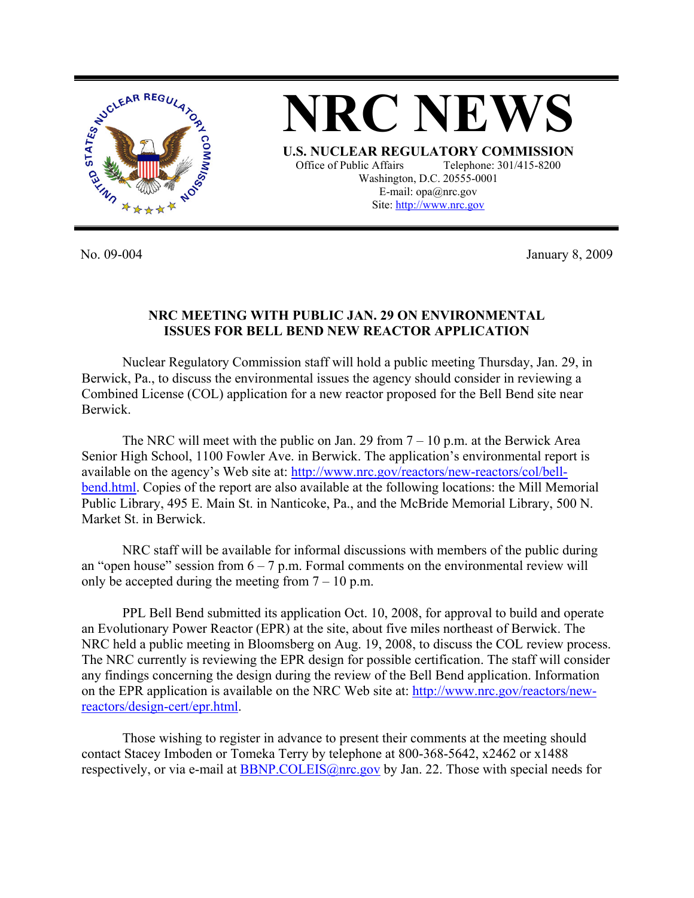# NRC NEWS

**U.S. NUCLEAR REGULATORY COMMISSION**
Office of Public Affairs Telephone: 301/415-8200
Washington, D.C. 20555-0001
E-mail: opa@nrc.gov
Site: http://www.nrc.gov

No. 09-004 January 8, 2009

**NRC MEETING WITH PUBLIC JAN. 29 ON ENVIRONMENTAL ISSUES FOR BELL BEND NEW REACTOR APPLICATION**

Nuclear Regulatory Commission staff will hold a public meeting Thursday, Jan. 29, in Berwick, Pa., to discuss the environmental issues the agency should consider in reviewing a Combined License (COL) application for a new reactor proposed for the Bell Bend site near Berwick.

The NRC will meet with the public on Jan. 29 from 7 – 10 p.m. at the Berwick Area Senior High School, 1100 Fowler Ave. in Berwick. The application's environmental report is available on the agency's Web site at: http://www.nrc.gov/reactors/new-reactors/col/bell-bend.html. Copies of the report are also available at the following locations: the Mill Memorial Public Library, 495 E. Main St. in Nanticoke, Pa., and the McBride Memorial Library, 500 N. Market St. in Berwick.

NRC staff will be available for informal discussions with members of the public during an "open house" session from 6 – 7 p.m. Formal comments on the environmental review will only be accepted during the meeting from 7 – 10 p.m.

PPL Bell Bend submitted its application Oct. 10, 2008, for approval to build and operate an Evolutionary Power Reactor (EPR) at the site, about five miles northeast of Berwick. The NRC held a public meeting in Bloomsberg on Aug. 19, 2008, to discuss the COL review process. The NRC currently is reviewing the EPR design for possible certification. The staff will consider any findings concerning the design during the review of the Bell Bend application. Information on the EPR application is available on the NRC Web site at: http://www.nrc.gov/reactors/new-reactors/design-cert/epr.html.

Those wishing to register in advance to present their comments at the meeting should contact Stacey Imboden or Tomeka Terry by telephone at 800-368-5642, x2462 or x1488 respectively, or via e-mail at BBNP.COLEIS@nrc.gov by Jan. 22. Those with special needs for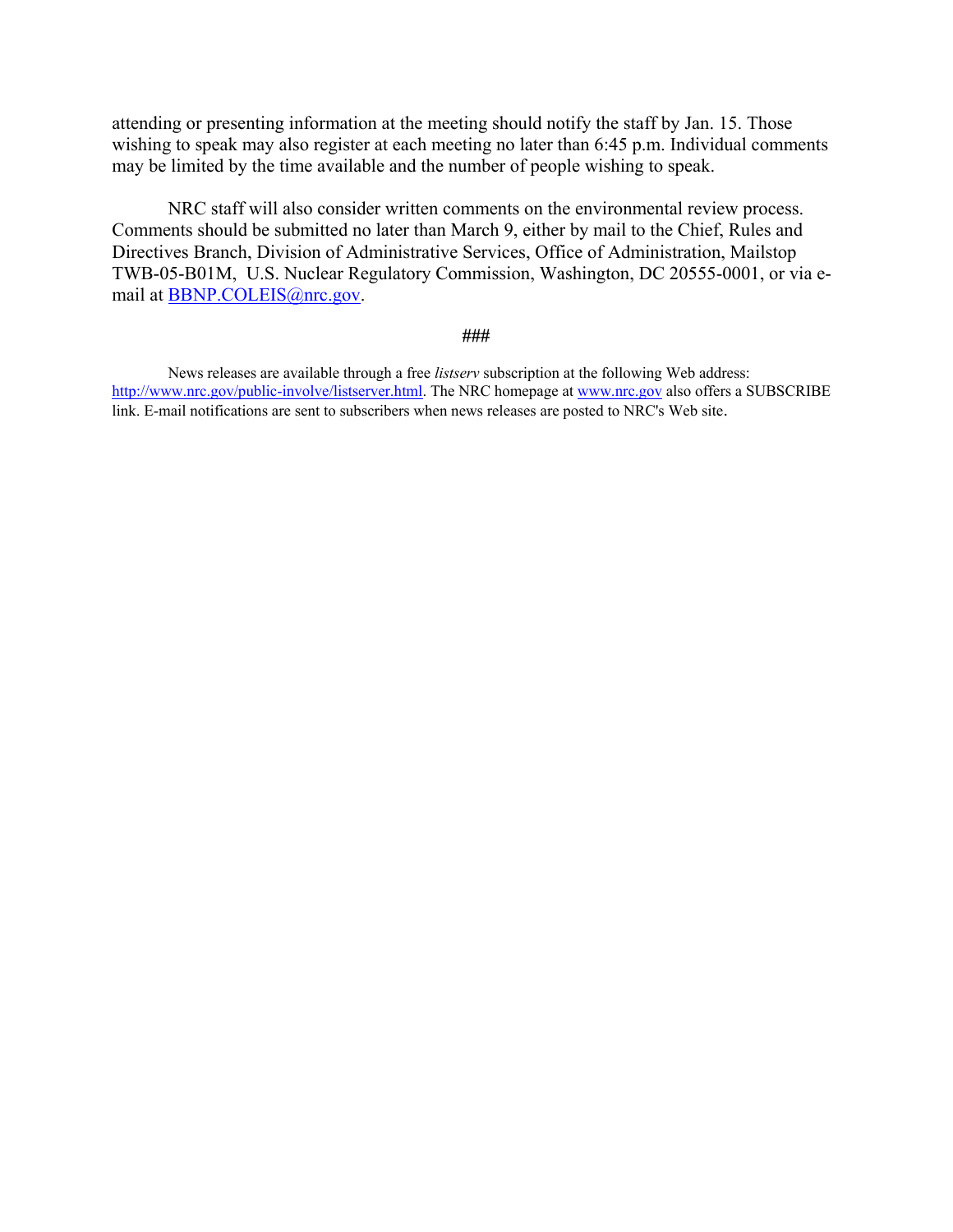attending or presenting information at the meeting should notify the staff by Jan. 15. Those wishing to speak may also register at each meeting no later than 6:45 p.m. Individual comments may be limited by the time available and the number of people wishing to speak.

NRC staff will also consider written comments on the environmental review process. Comments should be submitted no later than March 9, either by mail to the Chief, Rules and Directives Branch, Division of Administrative Services, Office of Administration, Mailstop TWB-05-B01M, U.S. Nuclear Regulatory Commission, Washington, DC 20555-0001, or via e-mail at BBNP.COLEIS@nrc.gov.

###

News releases are available through a free *listserv* subscription at the following Web address: http://www.nrc.gov/public-involve/listserver.html. The NRC homepage at www.nrc.gov also offers a SUBSCRIBE link. E-mail notifications are sent to subscribers when news releases are posted to NRC's Web site.